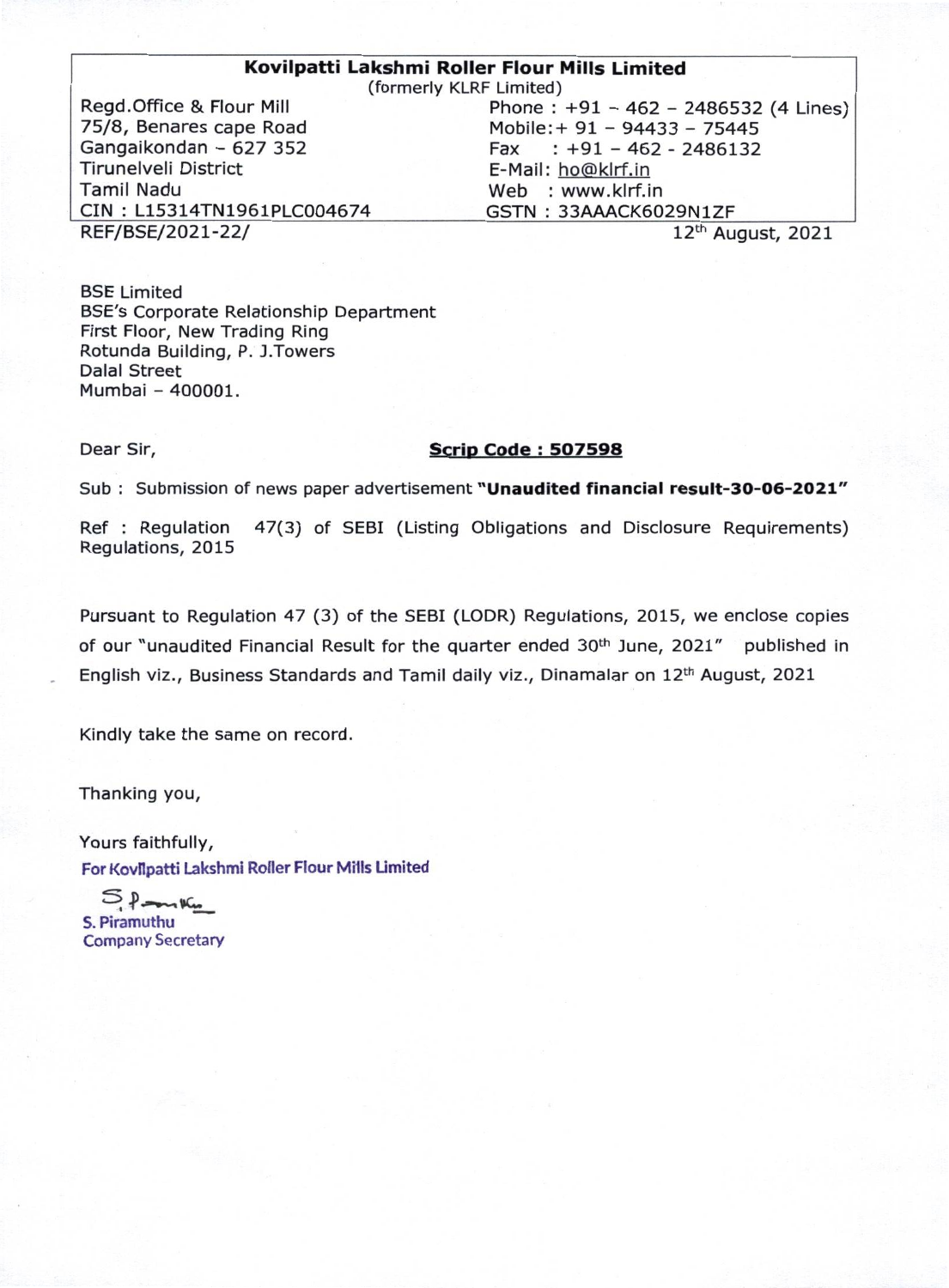**Kovilpatti Lakshmi Roller Flour Mills Limited**
(formerly KLRF Limited)

| | |
|---|---|
| Regd.Office & Flour Mill | Phone : +91 - 462 - 2486532 (4 Lines) |
| 75/8, Benares cape Road | Mobile:+ 91 - 94433 - 75445 |
| Gangaikondan - 627 352 | Fax : +91 - 462 - 2486132 |
| Tirunelveli District | E-Mail: ho@klrf.in |
| Tamil Nadu | Web : www.klrf.in |
| CIN : L15314TN1961PLC004674 | GSTN : 33AAACK6029N1ZF |

REF/BSE/2021-22/

12th August, 2021

BSE Limited
BSE's Corporate Relationship Department
First Floor, New Trading Ring
Rotunda Building, P. J.Towers
Dalal Street
Mumbai - 400001.

Dear Sir,

**Scrip Code : 507598**

Sub : Submission of news paper advertisement **"Unaudited financial result-30-06-2021"**

Ref : Regulation 47(3) of SEBI (Listing Obligations and Disclosure Requirements) Regulations, 2015

Pursuant to Regulation 47 (3) of the SEBI (LODR) Regulations, 2015, we enclose copies of our "unaudited Financial Result for the quarter ended 30th June, 2021" published in English viz., Business Standards and Tamil daily viz., Dinamalar on 12th August, 2021

Kindly take the same on record.

Thanking you,

Yours faithfully,

For Kovilpatti Lakshmi Roller Flour Mills Limited

S. Piramuthu
Company Secretary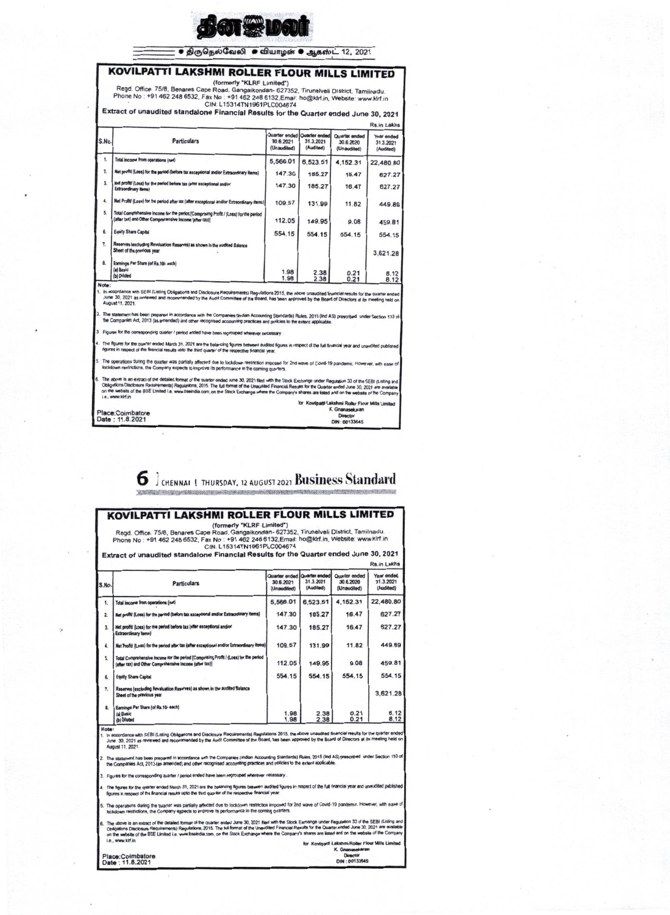● திருநெல்வேலி ● வியாழன் ● ஆகஸ்ட் 12, 2021

# KOVILPATTI LAKSHMI ROLLER FLOUR MILLS LIMITED

(formerly "KLRF Limited")

Regd. Office: 75/8, Benares Cape Road, Gangaikondan- 627352, Tirunelveli District, Tamilnadu.
Phone No : +91 462 248 6532, Fax No : +91 462 248 6132,Email: ho@klrf.in, Website: www.klrf.in
CIN: L15314TN1961PLC004674

## Extract of unaudited standalone Financial Results for the Quarter ended June 30, 2021

Rs.in Lakhs

| S.No. | Particulars | Quarter ended 30.6.2021 (Unaudited) | Quarter ended 31.3.2021 (Audited) | Quarter ended 30.6.2020 (Unaudited) | Year ended 31.3.2021 (Audited) |
|---|---|---|---|---|---|
| 1. | Total income from operations (net) | 5,566.01 | 6,523.51 | 4,152.31 | 22,480.80 |
| 2. | Net profit/ (Loss) for the period (before tax exceptional and/or Extraordinary items) | 147.30 | 185.27 | 16.47 | 627.27 |
| 3. | Net profit/ (Loss) for the period before tax (after exceptional and/or Extraordinary items) | 147.30 | 185.27 | 16.47 | 627.27 |
| 4. | Net Profit/ (Loss) for the period after tax (after exceptional and/or Extraordinary items) | 109.57 | 131.99 | 11.82 | 449.89 |
| 5. | Total Comprehensive Income for the period [Comprising Profit / (Loss) for the period (after tax) and Other Comprehensive Income (after tax)] | 112.05 | 149.95 | 9.08 | 459.81 |
| 6. | Equity Share Capital | 554.15 | 554.15 | 554.15 | 554.15 |
| 7. | Reserves (excluding Revaluation Reserves) as shown in the audited Balance Sheet of the previous year | | | | 3,621.28 |
| 8. | Earnings Per Share (of Rs.10/- each)<br>(a) Basic<br>(b) Diluted | <br>1.98<br>1.98 | <br>2.38<br>2.38 | <br>0.21<br>0.21 | <br>8.12<br>8.12 |

Note:

1. In accordance with SEBI (Listing Obligations and Disclosure Requirements) Regulations 2015, the above unaudited financial results for the quarter ended June 30, 2021 as reviewed and recommended by the Audit Committee of the Board, has been approved by the Board of Directors at its meeting held on August 11, 2021.
2. The statement has been prepared in accordance with the Companies (Indian Accounting Standards) Rules, 2015 (Ind AS) prescribed under Section 133 of the Companies Act, 2013 (as amended) and other recognised accounting practices and policies to the extent applicable.
3. Figures for the corresponding quarter / period ended have been regrouped wherever necessary.
4. The figures for the quarter ended March 31, 2021 are the balancing figures between audited figures in respect of the full financial year and unaudited published figures in respect of the financial results upto the third quarter of the respective financial year.
5. The operations during the quarter was partially affected due to lockdown restriction imposed for 2nd wave of Covid-19 pandemic. However, with ease of lockdown restrictions, the Company expects to improve its performance in the coming quarters.
6. The above is an extract of the detailed format of the quarter ended June 30, 2021 filed with the Stock Exchange under Regulation 33 of the SEBI (Listing and Obligations Disclosure Requirements) Regulations, 2015. The full format of the Unaudited Financial Results for the Quarter ended June 30, 2021 are available on the website of the BSE Limited i.e. www.bseindia.com, on the Stock Exchange where the Company's shares are listed and on the website of the Company i.e., www.klrf.in

for Kovilpatti Lakshmi Roller Flour Mills Limited
K. Gnanasekaran
Director
DIN : 00133645

Place:Coimbatore
Date : 11.8.2021

---

CHENNAI | THURSDAY, 12 AUGUST 2021 Business Standard

# KOVILPATTI LAKSHMI ROLLER FLOUR MILLS LIMITED

(formerly "KLRF Limited")

Regd. Office: 75/8, Benares Cape Road, Gangaikondan- 627352, Tirunelveli District, Tamilnadu.
Phone No : +91 462 248 6532, Fax No : +91 462 248 6132,Email: ho@klrf.in, Website: www.klrf.in
CIN: L15314TN1961PLC004674

## Extract of unaudited standalone Financial Results for the Quarter ended June 30, 2021

Rs.in Lakhs

| S.No. | Particulars | Quarter ended 30.6.2021 (Unaudited) | Quarter ended 31.3.2021 (Audited) | Quarter ended 30.6.2020 (Unaudited) | Year ended 31.3.2021 (Audited) |
|---|---|---|---|---|---|
| 1. | Total income from operations (net) | 5,566.01 | 6,523.51 | 4,152.31 | 22,480.80 |
| 2. | Net profit/ (Loss) for the period (before tax exceptional and/or Extraordinary items) | 147.30 | 185.27 | 16.47 | 627.27 |
| 3. | Net profit/ (Loss) for the period before tax (after exceptional and/or Extraordinary items) | 147.30 | 185.27 | 16.47 | 627.27 |
| 4. | Net Profit/ (Loss) for the period after tax (after exceptional and/or Extraordinary items) | 109.57 | 131.99 | 11.82 | 449.89 |
| 5. | Total Comprehensive Income for the period [Comprising Profit / (Loss) for the period (after tax) and Other Comprehensive Income (after tax)] | 112.05 | 149.95 | 9.08 | 459.81 |
| 6. | Equity Share Capital | 554.15 | 554.15 | 554.15 | 554.15 |
| 7. | Reserves (excluding Revaluation Reserves) as shown in the audited Balance Sheet of the previous year | | | | 3,621.28 |
| 8. | Earnings Per Share (of Rs.10/- each)<br>(a) Basic<br>(b) Diluted | <br>1.98<br>1.98 | <br>2.38<br>2.38 | <br>0.21<br>0.21 | <br>8.12<br>8.12 |

Note:

1. In accordance with SEBI (Listing Obligations and Disclosure Requirements) Regulations 2015, the above unaudited financial results for the quarter ended June 30, 2021 as reviewed and recommended by the Audit Committee of the Board, has been approved by the Board of Directors at its meeting held on August 11, 2021.
2. The statement has been prepared in accordance with the Companies (Indian Accounting Standards) Rules, 2015 (Ind AS) prescribed under Section 133 of the Companies Act, 2013 (as amended) and other recognised accounting practices and policies to the extent applicable.
3. Figures for the corresponding quarter / period ended have been regrouped wherever necessary.
4. The figures for the quarter ended March 31, 2021 are the balancing figures between audited figures in respect of the full financial year and unaudited published figures in respect of the financial results upto the third quarter of the respective financial year.
5. The operations during the quarter was partially affected due to lockdown restriction imposed for 2nd wave of Covid-19 pandemic. However, with ease of lockdown restrictions, the Company expects to improve its performance in the coming quarters.
6. The above is an extract of the detailed format of the quarter ended June 30, 2021 filed with the Stock Exchange under Regulation 33 of the SEBI (Listing and Obligations Disclosure Requirements) Regulations, 2015. The full format of the Unaudited Financial Results for the Quarter ended June 30, 2021 are available on the website of the BSE Limited i.e. www.bseindia.com, on the Stock Exchange where the Company's shares are listed and on the website of the Company i.e., www.klrf.in

for Kovilpatti Lakshmi Roller Flour Mills Limited
K. Gnanasekaran
Director
DIN : 00133645

Place:Coimbatore
Date : 11.8.2021